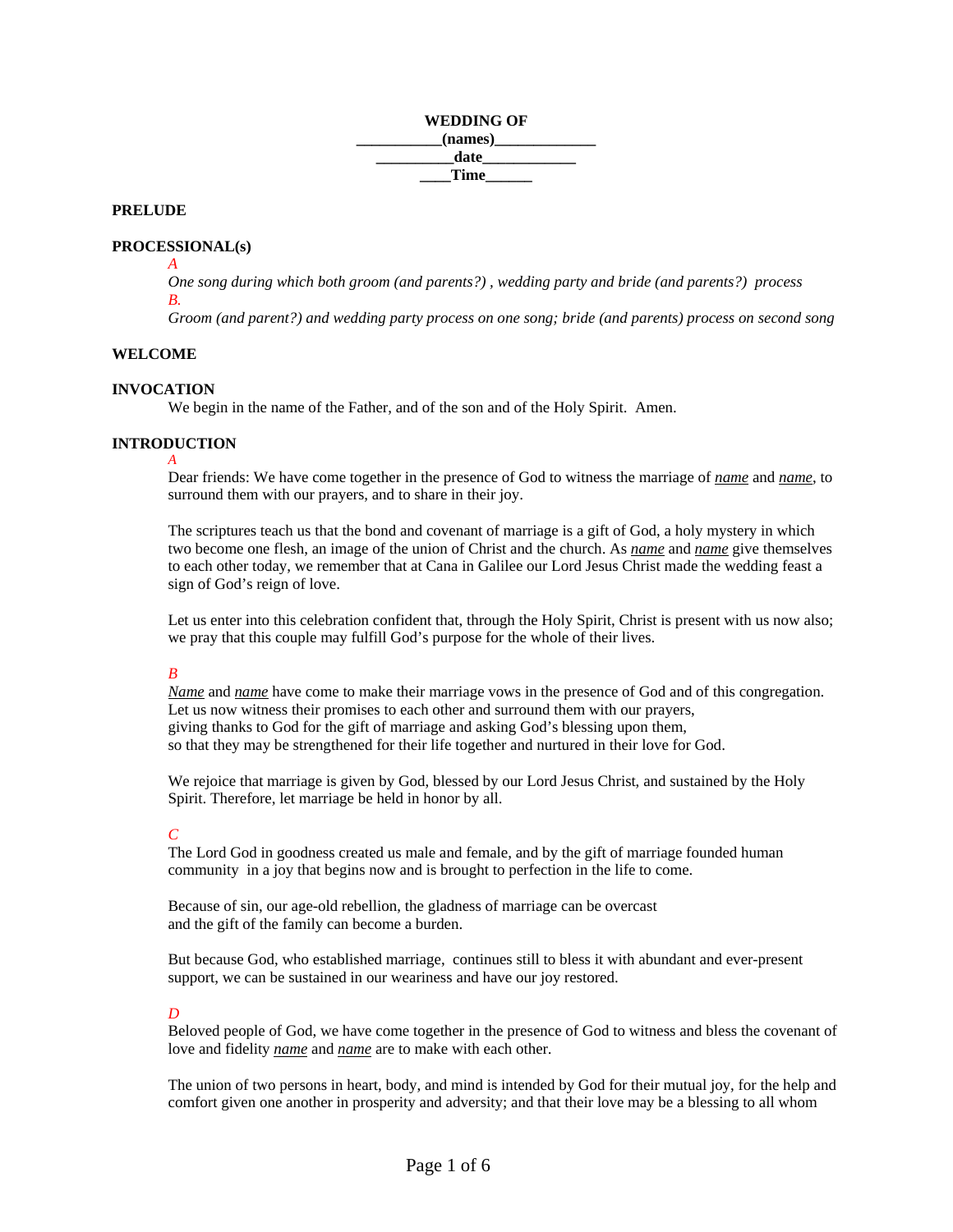**WEDDING OF**
**\_\_\_\_\_\_\_\_\_\_\_(names)\_\_\_\_\_\_\_\_\_\_\_\_\_**
**\_\_\_\_\_\_\_\_\_\_date\_\_\_\_\_\_\_\_\_\_\_\_**
**\_\_\_\_Time\_\_\_\_\_\_**

**PRELUDE**

**PROCESSIONAL(s)**

*A*

*One song during which both groom (and parents?) , wedding party and bride (and parents?) process*

*B.*

*Groom (and parent?) and wedding party process on one song; bride (and parents) process on second song*

**WELCOME**

**INVOCATION**

We begin in the name of the Father, and of the son and of the Holy Spirit. Amen.

**INTRODUCTION**

*A*

Dear friends: We have come together in the presence of God to witness the marriage of *name* and *name*, to surround them with our prayers, and to share in their joy.

The scriptures teach us that the bond and covenant of marriage is a gift of God, a holy mystery in which two become one flesh, an image of the union of Christ and the church. As *name* and *name* give themselves to each other today, we remember that at Cana in Galilee our Lord Jesus Christ made the wedding feast a sign of God's reign of love.

Let us enter into this celebration confident that, through the Holy Spirit, Christ is present with us now also; we pray that this couple may fulfill God's purpose for the whole of their lives.

*B*

*Name* and *name* have come to make their marriage vows in the presence of God and of this congregation.
Let us now witness their promises to each other and surround them with our prayers,
giving thanks to God for the gift of marriage and asking God's blessing upon them,
so that they may be strengthened for their life together and nurtured in their love for God.

We rejoice that marriage is given by God, blessed by our Lord Jesus Christ, and sustained by the Holy Spirit. Therefore, let marriage be held in honor by all.

*C*

The Lord God in goodness created us male and female, and by the gift of marriage founded human community in a joy that begins now and is brought to perfection in the life to come.

Because of sin, our age-old rebellion, the gladness of marriage can be overcast
and the gift of the family can become a burden.

But because God, who established marriage, continues still to bless it with abundant and ever-present support, we can be sustained in our weariness and have our joy restored.

*D*

Beloved people of God, we have come together in the presence of God to witness and bless the covenant of love and fidelity *name* and *name* are to make with each other.

The union of two persons in heart, body, and mind is intended by God for their mutual joy, for the help and comfort given one another in prosperity and adversity; and that their love may be a blessing to all whom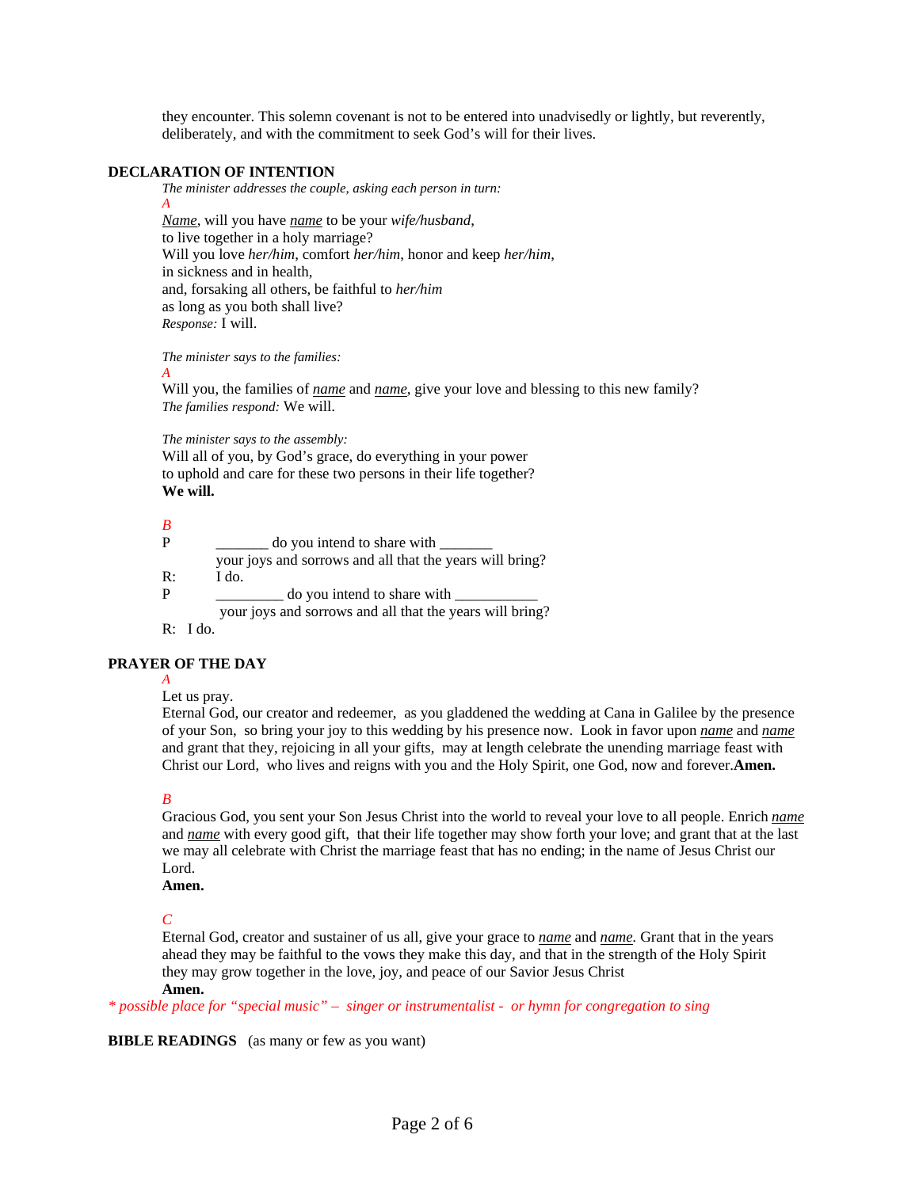they encounter. This solemn covenant is not to be entered into unadvisedly or lightly, but reverently, deliberately, and with the commitment to seek God's will for their lives.

**DECLARATION OF INTENTION**

*The minister addresses the couple, asking each person in turn:*

*A*

*__Name__*, will you have *__name__* to be your *wife/husband*,
to live together in a holy marriage?
Will you love *her/him*, comfort *her/him*, honor and keep *her/him*,
in sickness and in health,
and, forsaking all others, be faithful to *her/him*
as long as you both shall live?
*Response:* I will.

*The minister says to the families:*

*A*

Will you, the families of *__name__* and *__name__*, give your love and blessing to this new family?
*The families respond:* We will.

*The minister says to the assembly:*
Will all of you, by God's grace, do everything in your power
to uphold and care for these two persons in their life together?
**We will.**

*B*

P _______ do you intend to share with _______
your joys and sorrows and all that the years will bring?
R: I do.
P _________ do you intend to share with ___________
your joys and sorrows and all that the years will bring?
R: I do.

**PRAYER OF THE DAY**

*A*

Let us pray.
Eternal God, our creator and redeemer, as you gladdened the wedding at Cana in Galilee by the presence of your Son, so bring your joy to this wedding by his presence now. Look in favor upon *__name__* and *__name__* and grant that they, rejoicing in all your gifts, may at length celebrate the unending marriage feast with Christ our Lord, who lives and reigns with you and the Holy Spirit, one God, now and forever.**Amen.**

*B*

Gracious God, you sent your Son Jesus Christ into the world to reveal your love to all people. Enrich *__name__* and *__name__* with every good gift, that their life together may show forth your love; and grant that at the last we may all celebrate with Christ the marriage feast that has no ending; in the name of Jesus Christ our Lord.
**Amen.**

*C*

Eternal God, creator and sustainer of us all, give your grace to *__name__* and *__name__*. Grant that in the years ahead they may be faithful to the vows they make this day, and that in the strength of the Holy Spirit they may grow together in the love, joy, and peace of our Savior Jesus Christ
**Amen.**

*\* possible place for "special music" – singer or instrumentalist - or hymn for congregation to sing*

**BIBLE READINGS** (as many or few as you want)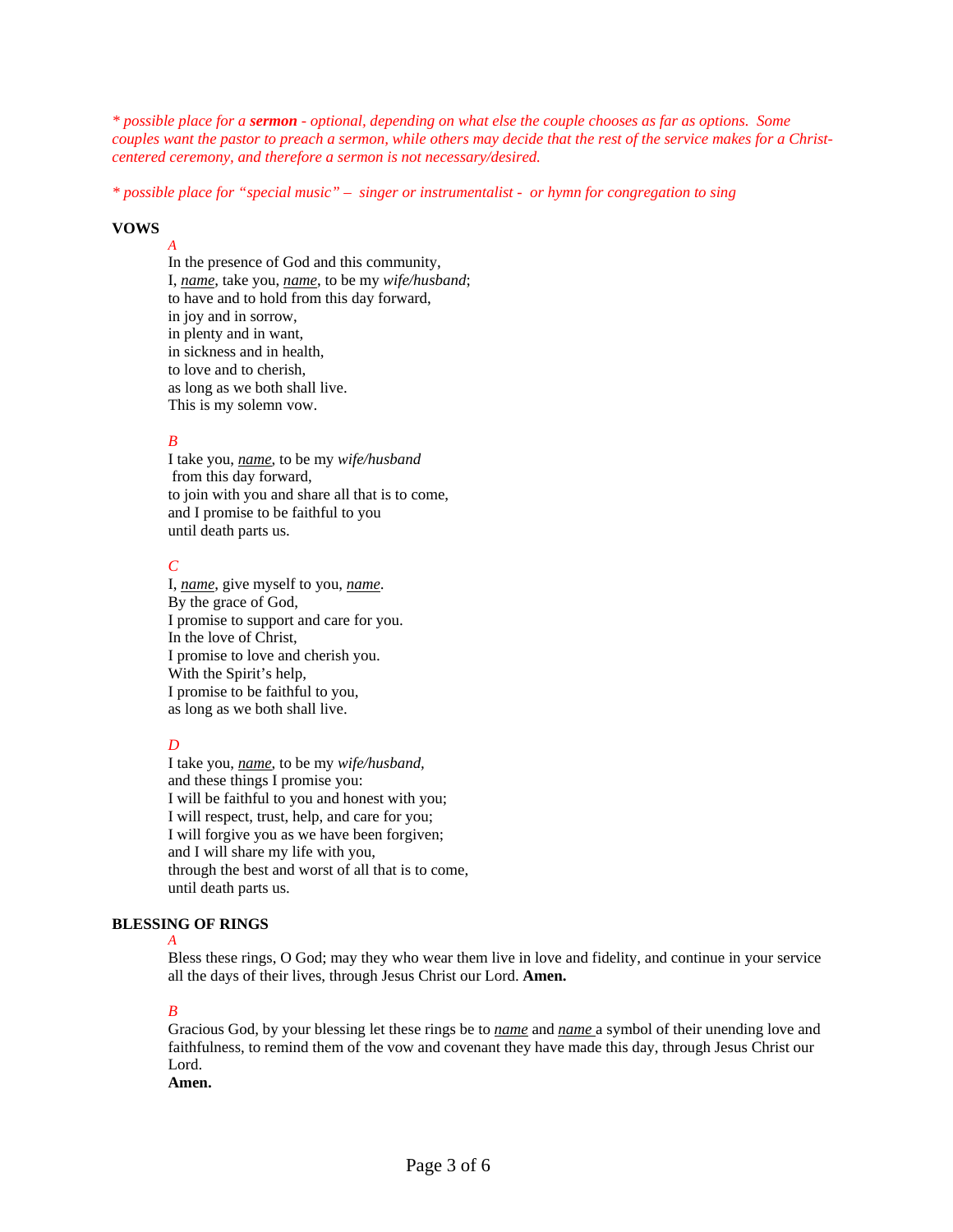*\* possible place for a **sermon** - optional, depending on what else the couple chooses as far as options. Some couples want the pastor to preach a sermon, while others may decide that the rest of the service makes for a Christ-centered ceremony, and therefore a sermon is not necessary/desired.*

*\* possible place for "special music" – singer or instrumentalist - or hymn for congregation to sing*

**VOWS**

*A*

In the presence of God and this community,
I, ***name***, take you, ***name***, to be my *wife/husband*;
to have and to hold from this day forward,
in joy and in sorrow,
in plenty and in want,
in sickness and in health,
to love and to cherish,
as long as we both shall live.
This is my solemn vow.

*B*

I take you, ***name***, to be my *wife/husband*
from this day forward,
to join with you and share all that is to come,
and I promise to be faithful to you
until death parts us.

*C*

I, ***name***, give myself to you, ***name***.
By the grace of God,
I promise to support and care for you.
In the love of Christ,
I promise to love and cherish you.
With the Spirit's help,
I promise to be faithful to you,
as long as we both shall live.

*D*

I take you, ***name***, to be my *wife/husband,*
and these things I promise you:
I will be faithful to you and honest with you;
I will respect, trust, help, and care for you;
I will forgive you as we have been forgiven;
and I will share my life with you,
through the best and worst of all that is to come,
until death parts us.

**BLESSING OF RINGS**

*A*

Bless these rings, O God; may they who wear them live in love and fidelity, and continue in your service all the days of their lives, through Jesus Christ our Lord. **Amen.**

*B*

Gracious God, by your blessing let these rings be to ***name*** and ***name*** a symbol of their unending love and faithfulness, to remind them of the vow and covenant they have made this day, through Jesus Christ our Lord.
**Amen.**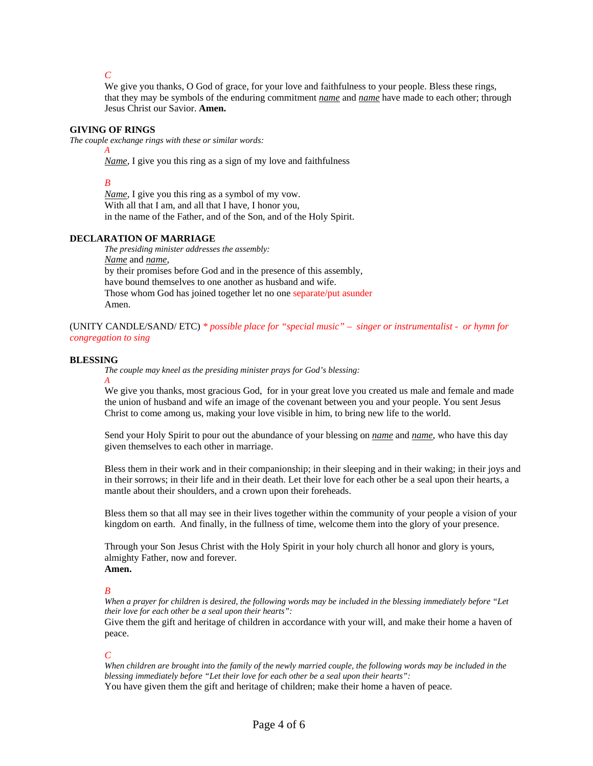*C*

We give you thanks, O God of grace, for your love and faithfulness to your people. Bless these rings, that they may be symbols of the enduring commitment ***name*** and ***name*** have made to each other; through Jesus Christ our Savior. **Amen.**

**GIVING OF RINGS**

*The couple exchange rings with these or similar words:*

*A*

*Name*, I give you this ring as a sign of my love and faithfulness

*B*

*Name*, I give you this ring as a symbol of my vow.
With all that I am, and all that I have, I honor you,
in the name of the Father, and of the Son, and of the Holy Spirit.

**DECLARATION OF MARRIAGE**

*The presiding minister addresses the assembly:*

*Name* and *name*,
by their promises before God and in the presence of this assembly,
have bound themselves to one another as husband and wife.
Those whom God has joined together let no one separate/put asunder
Amen.

(UNITY CANDLE/SAND/ ETC) *\* possible place for "special music" – singer or instrumentalist - or hymn for congregation to sing*

**BLESSING**

*The couple may kneel as the presiding minister prays for God's blessing:*

*A*

We give you thanks, most gracious God, for in your great love you created us male and female and made the union of husband and wife an image of the covenant between you and your people. You sent Jesus Christ to come among us, making your love visible in him, to bring new life to the world.

Send your Holy Spirit to pour out the abundance of your blessing on *name* and *name*, who have this day given themselves to each other in marriage.

Bless them in their work and in their companionship; in their sleeping and in their waking; in their joys and in their sorrows; in their life and in their death. Let their love for each other be a seal upon their hearts, a mantle about their shoulders, and a crown upon their foreheads.

Bless them so that all may see in their lives together within the community of your people a vision of your kingdom on earth. And finally, in the fullness of time, welcome them into the glory of your presence.

Through your Son Jesus Christ with the Holy Spirit in your holy church all honor and glory is yours, almighty Father, now and forever.
**Amen.**

*B*

*When a prayer for children is desired, the following words may be included in the blessing immediately before "Let their love for each other be a seal upon their hearts":*

Give them the gift and heritage of children in accordance with your will, and make their home a haven of peace.

*C*

*When children are brought into the family of the newly married couple, the following words may be included in the blessing immediately before "Let their love for each other be a seal upon their hearts":*

You have given them the gift and heritage of children; make their home a haven of peace.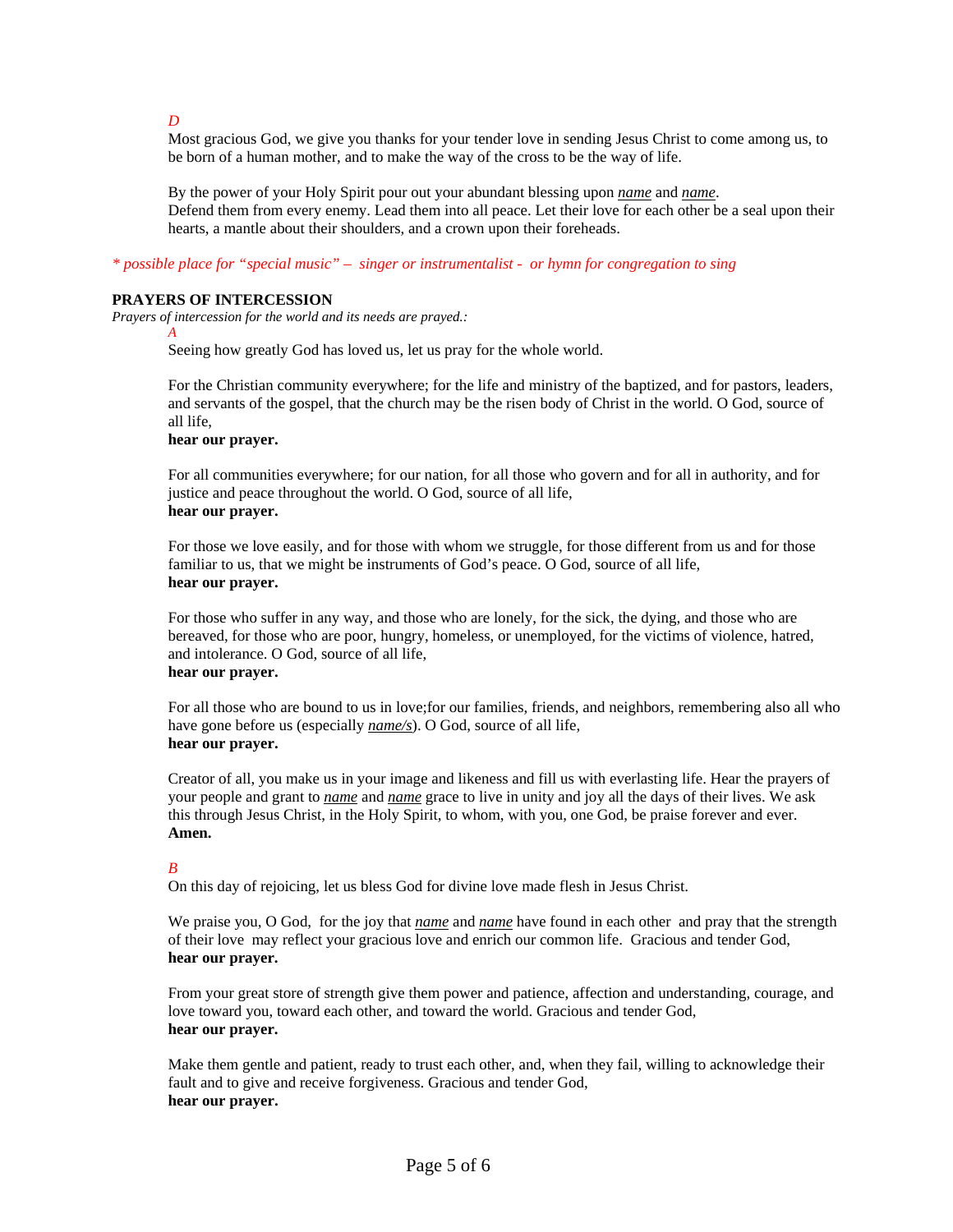*D*

Most gracious God, we give you thanks for your tender love in sending Jesus Christ to come among us, to be born of a human mother, and to make the way of the cross to be the way of life.

By the power of your Holy Spirit pour out your abundant blessing upon ***name*** and ***name***. Defend them from every enemy. Lead them into all peace. Let their love for each other be a seal upon their hearts, a mantle about their shoulders, and a crown upon their foreheads.

*\* possible place for "special music" – singer or instrumentalist - or hymn for congregation to sing*

**PRAYERS OF INTERCESSION**

*Prayers of intercession for the world and its needs are prayed.:*

*A*

Seeing how greatly God has loved us, let us pray for the whole world.

For the Christian community everywhere; for the life and ministry of the baptized, and for pastors, leaders, and servants of the gospel, that the church may be the risen body of Christ in the world. O God, source of all life,
**hear our prayer.**

For all communities everywhere; for our nation, for all those who govern and for all in authority, and for justice and peace throughout the world. O God, source of all life,
**hear our prayer.**

For those we love easily, and for those with whom we struggle, for those different from us and for those familiar to us, that we might be instruments of God's peace. O God, source of all life,
**hear our prayer.**

For those who suffer in any way, and those who are lonely, for the sick, the dying, and those who are bereaved, for those who are poor, hungry, homeless, or unemployed, for the victims of violence, hatred, and intolerance. O God, source of all life,
**hear our prayer.**

For all those who are bound to us in love;for our families, friends, and neighbors, remembering also all who have gone before us (especially ***name/s***). O God, source of all life,
**hear our prayer.**

Creator of all, you make us in your image and likeness and fill us with everlasting life. Hear the prayers of your people and grant to ***name*** and ***name*** grace to live in unity and joy all the days of their lives. We ask this through Jesus Christ, in the Holy Spirit, to whom, with you, one God, be praise forever and ever.
**Amen.**

*B*

On this day of rejoicing, let us bless God for divine love made flesh in Jesus Christ.

We praise you, O God, for the joy that ***name*** and ***name*** have found in each other and pray that the strength of their love may reflect your gracious love and enrich our common life. Gracious and tender God,
**hear our prayer.**

From your great store of strength give them power and patience, affection and understanding, courage, and love toward you, toward each other, and toward the world. Gracious and tender God,
**hear our prayer.**

Make them gentle and patient, ready to trust each other, and, when they fail, willing to acknowledge their fault and to give and receive forgiveness. Gracious and tender God,
**hear our prayer.**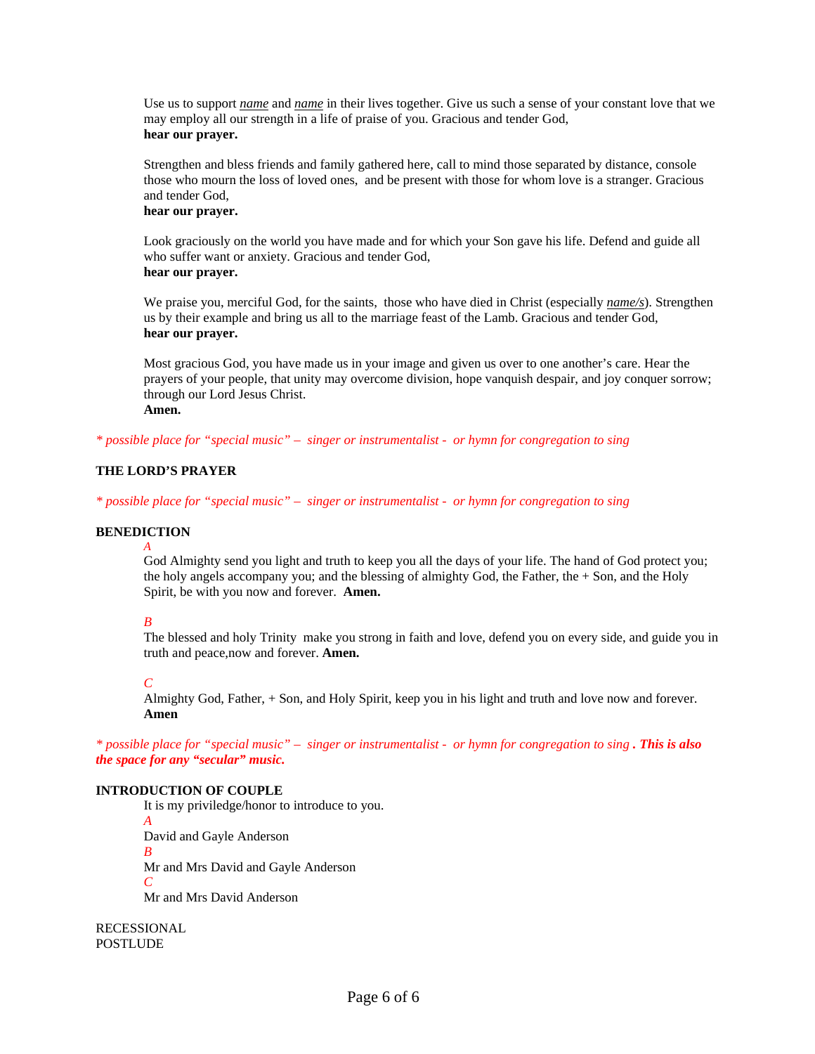Use us to support *name* and *name* in their lives together. Give us such a sense of your constant love that we may employ all our strength in a life of praise of you. Gracious and tender God,
**hear our prayer.**

Strengthen and bless friends and family gathered here, call to mind those separated by distance, console those who mourn the loss of loved ones, and be present with those for whom love is a stranger. Gracious and tender God,
**hear our prayer.**

Look graciously on the world you have made and for which your Son gave his life. Defend and guide all who suffer want or anxiety. Gracious and tender God,
**hear our prayer.**

We praise you, merciful God, for the saints, those who have died in Christ (especially *name/s*). Strengthen us by their example and bring us all to the marriage feast of the Lamb. Gracious and tender God,
**hear our prayer.**

Most gracious God, you have made us in your image and given us over to one another's care. Hear the prayers of your people, that unity may overcome division, hope vanquish despair, and joy conquer sorrow; through our Lord Jesus Christ.
**Amen.**

*\* possible place for "special music" – singer or instrumentalist - or hymn for congregation to sing*

**THE LORD'S PRAYER**

*\* possible place for "special music" – singer or instrumentalist - or hymn for congregation to sing*

**BENEDICTION**

*A*

God Almighty send you light and truth to keep you all the days of your life. The hand of God protect you; the holy angels accompany you; and the blessing of almighty God, the Father, the + Son, and the Holy Spirit, be with you now and forever. **Amen.**

*B*

The blessed and holy Trinity make you strong in faith and love, defend you on every side, and guide you in truth and peace,now and forever. **Amen.**

*C*

Almighty God, Father, + Son, and Holy Spirit, keep you in his light and truth and love now and forever.
**Amen**

*\* possible place for "special music" – singer or instrumentalist - or hymn for congregation to sing* ***. This is also the space for any "secular" music.***

**INTRODUCTION OF COUPLE**

It is my priviledge/honor to introduce to you.

*A*

David and Gayle Anderson

*B*

Mr and Mrs David and Gayle Anderson

*C*

Mr and Mrs David Anderson

RECESSIONAL
POSTLUDE